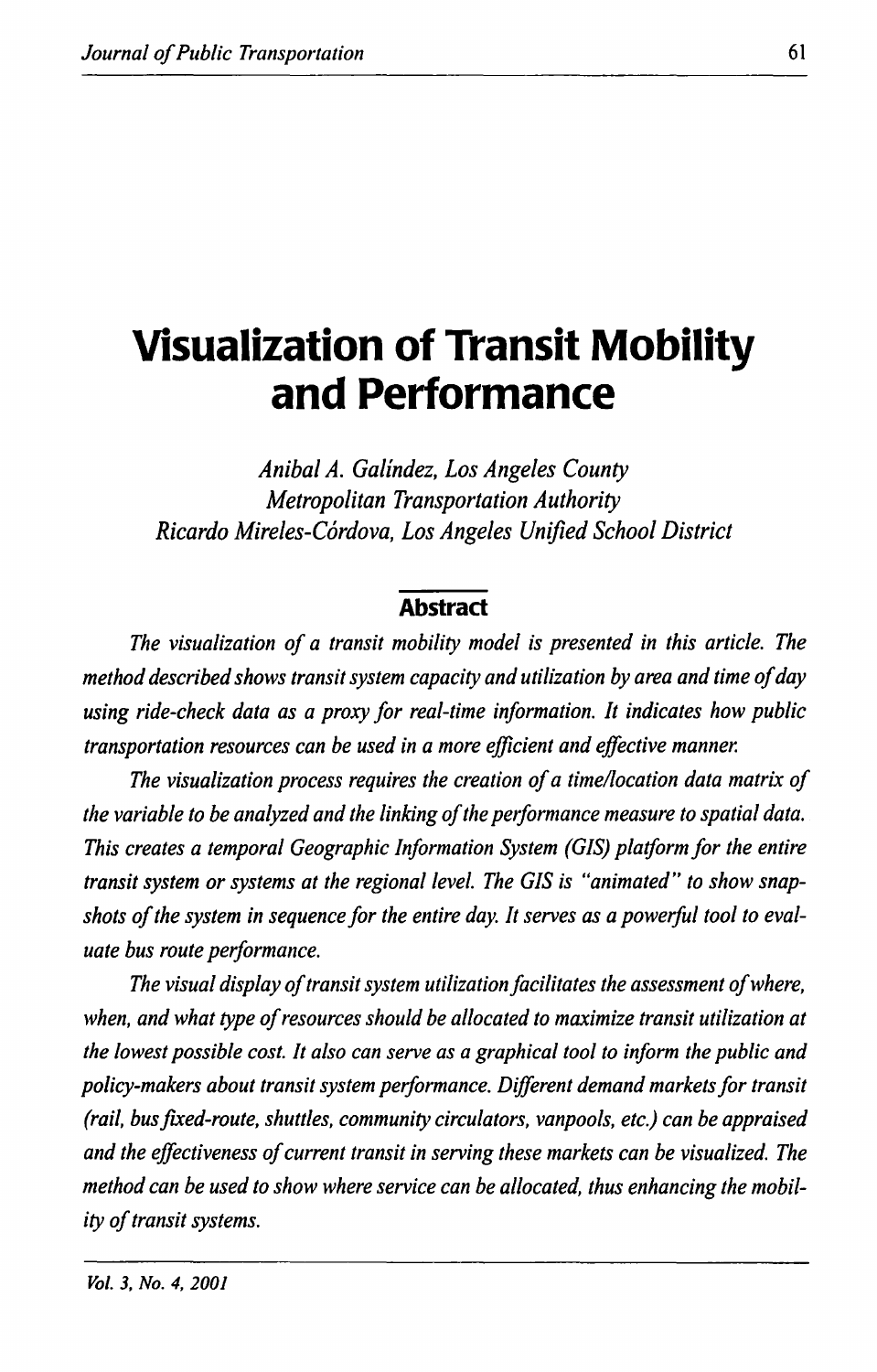# Visualization of Transit Mobility and Performance

*Anibal A. Galíndez, Los Angeles County Metropolitan Transportation Authority*
*Ricardo Mireles-Córdova, Los Angeles Unified School District*

## Abstract

*The visualization of a transit mobility model is presented in this article. The method described shows transit system capacity and utilization by area and time of day using ride-check data as a proxy for real-time information. It indicates how public transportation resources can be used in a more efficient and effective manner.*

*The visualization process requires the creation of a time/location data matrix of the variable to be analyzed and the linking of the performance measure to spatial data. This creates a temporal Geographic Information System (GIS) platform for the entire transit system or systems at the regional level. The GIS is "animated" to show snapshots of the system in sequence for the entire day. It serves as a powerful tool to evaluate bus route performance.*

*The visual display of transit system utilization facilitates the assessment of where, when, and what type of resources should be allocated to maximize transit utilization at the lowest possible cost. It also can serve as a graphical tool to inform the public and policy-makers about transit system performance. Different demand markets for transit (rail, bus fixed-route, shuttles, community circulators, vanpools, etc.) can be appraised and the effectiveness of current transit in serving these markets can be visualized. The method can be used to show where service can be allocated, thus enhancing the mobility of transit systems.*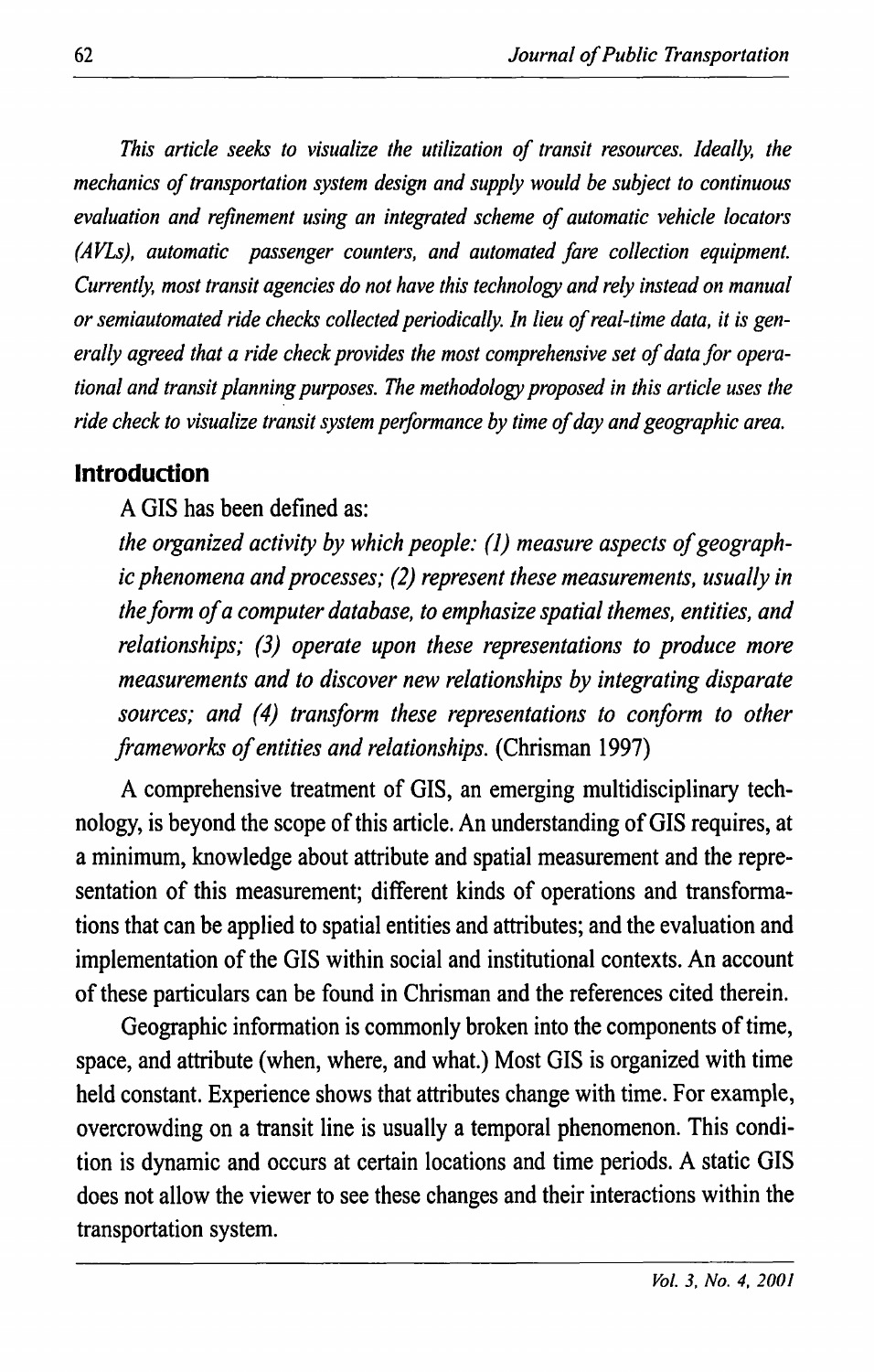*This article seeks to visualize the utilization of transit resources. Ideally, the mechanics of transportation system design and supply would be subject to continuous evaluation and refinement using an integrated scheme of automatic vehicle locators (AVLs), automatic passenger counters, and automated fare collection equipment. Currently, most transit agencies do not have this technology and rely instead on manual or semiautomated ride checks collected periodically. In lieu of real-time data, it is generally agreed that a ride check provides the most comprehensive set of data for operational and transit planning purposes. The methodology proposed in this article uses the ride check to visualize transit system performance by time of day and geographic area.*

## Introduction

A GIS has been defined as:

> *the organized activity by which people: (1) measure aspects of geographic phenomena and processes; (2) represent these measurements, usually in the form of a computer database, to emphasize spatial themes, entities, and relationships; (3) operate upon these representations to produce more measurements and to discover new relationships by integrating disparate sources; and (4) transform these representations to conform to other frameworks of entities and relationships.* (Chrisman 1997)

A comprehensive treatment of GIS, an emerging multidisciplinary technology, is beyond the scope of this article. An understanding of GIS requires, at a minimum, knowledge about attribute and spatial measurement and the representation of this measurement; different kinds of operations and transformations that can be applied to spatial entities and attributes; and the evaluation and implementation of the GIS within social and institutional contexts. An account of these particulars can be found in Chrisman and the references cited therein.

Geographic information is commonly broken into the components of time, space, and attribute (when, where, and what.) Most GIS is organized with time held constant. Experience shows that attributes change with time. For example, overcrowding on a transit line is usually a temporal phenomenon. This condition is dynamic and occurs at certain locations and time periods. A static GIS does not allow the viewer to see these changes and their interactions within the transportation system.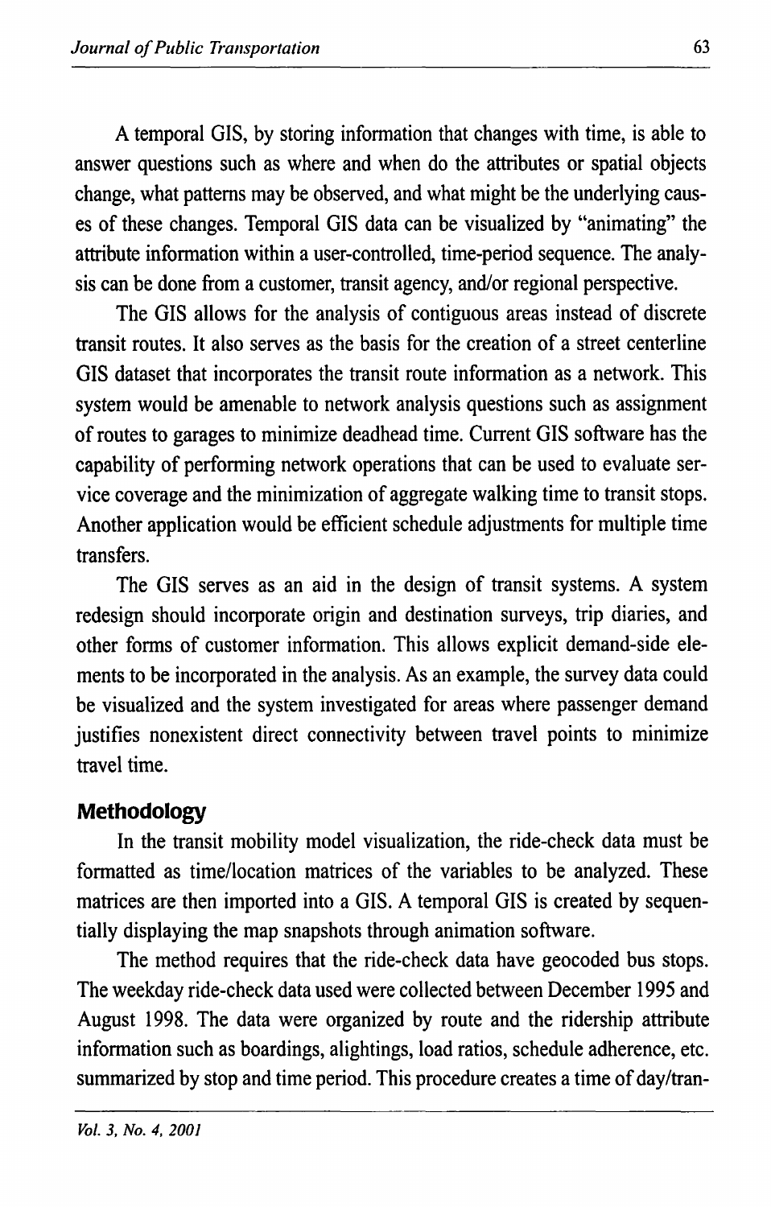A temporal GIS, by storing information that changes with time, is able to answer questions such as where and when do the attributes or spatial objects change, what patterns may be observed, and what might be the underlying causes of these changes. Temporal GIS data can be visualized by "animating" the attribute information within a user-controlled, time-period sequence. The analysis can be done from a customer, transit agency, and/or regional perspective.

The GIS allows for the analysis of contiguous areas instead of discrete transit routes. It also serves as the basis for the creation of a street centerline GIS dataset that incorporates the transit route information as a network. This system would be amenable to network analysis questions such as assignment of routes to garages to minimize deadhead time. Current GIS software has the capability of performing network operations that can be used to evaluate service coverage and the minimization of aggregate walking time to transit stops. Another application would be efficient schedule adjustments for multiple time transfers.

The GIS serves as an aid in the design of transit systems. A system redesign should incorporate origin and destination surveys, trip diaries, and other forms of customer information. This allows explicit demand-side elements to be incorporated in the analysis. As an example, the survey data could be visualized and the system investigated for areas where passenger demand justifies nonexistent direct connectivity between travel points to minimize travel time.

## Methodology

In the transit mobility model visualization, the ride-check data must be formatted as time/location matrices of the variables to be analyzed. These matrices are then imported into a GIS. A temporal GIS is created by sequentially displaying the map snapshots through animation software.

The method requires that the ride-check data have geocoded bus stops. The weekday ride-check data used were collected between December 1995 and August 1998. The data were organized by route and the ridership attribute information such as boardings, alightings, load ratios, schedule adherence, etc. summarized by stop and time period. This procedure creates a time of day/tran-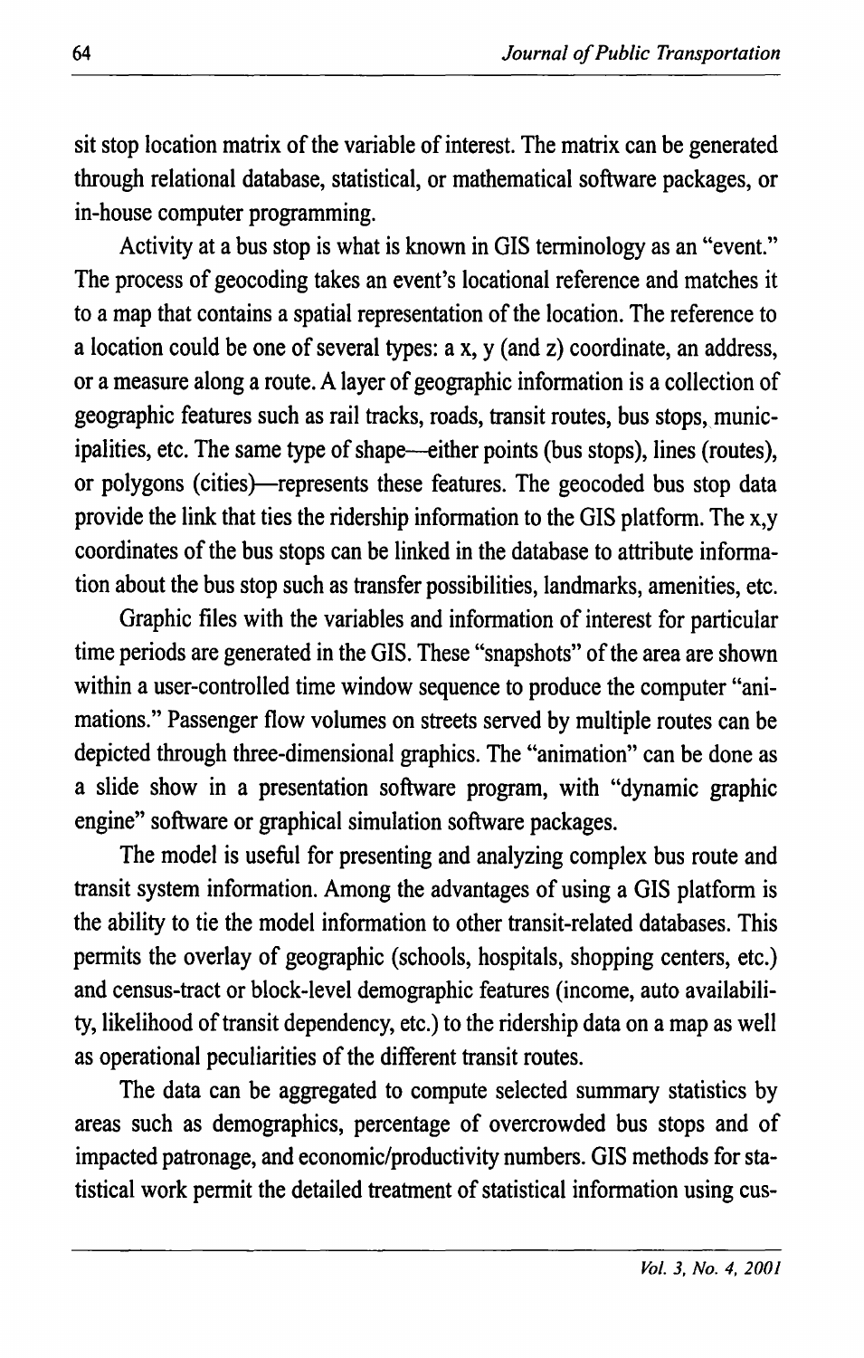sit stop location matrix of the variable of interest. The matrix can be generated through relational database, statistical, or mathematical software packages, or in-house computer programming.

Activity at a bus stop is what is known in GIS terminology as an "event." The process of geocoding takes an event's locational reference and matches it to a map that contains a spatial representation of the location. The reference to a location could be one of several types: a x, y (and z) coordinate, an address, or a measure along a route. A layer of geographic information is a collection of geographic features such as rail tracks, roads, transit routes, bus stops, municipalities, etc. The same type of shape—either points (bus stops), lines (routes), or polygons (cities)—represents these features. The geocoded bus stop data provide the link that ties the ridership information to the GIS platform. The x,y coordinates of the bus stops can be linked in the database to attribute information about the bus stop such as transfer possibilities, landmarks, amenities, etc.

Graphic files with the variables and information of interest for particular time periods are generated in the GIS. These "snapshots" of the area are shown within a user-controlled time window sequence to produce the computer "animations." Passenger flow volumes on streets served by multiple routes can be depicted through three-dimensional graphics. The "animation" can be done as a slide show in a presentation software program, with "dynamic graphic engine" software or graphical simulation software packages.

The model is useful for presenting and analyzing complex bus route and transit system information. Among the advantages of using a GIS platform is the ability to tie the model information to other transit-related databases. This permits the overlay of geographic (schools, hospitals, shopping centers, etc.) and census-tract or block-level demographic features (income, auto availability, likelihood of transit dependency, etc.) to the ridership data on a map as well as operational peculiarities of the different transit routes.

The data can be aggregated to compute selected summary statistics by areas such as demographics, percentage of overcrowded bus stops and of impacted patronage, and economic/productivity numbers. GIS methods for statistical work permit the detailed treatment of statistical information using cus-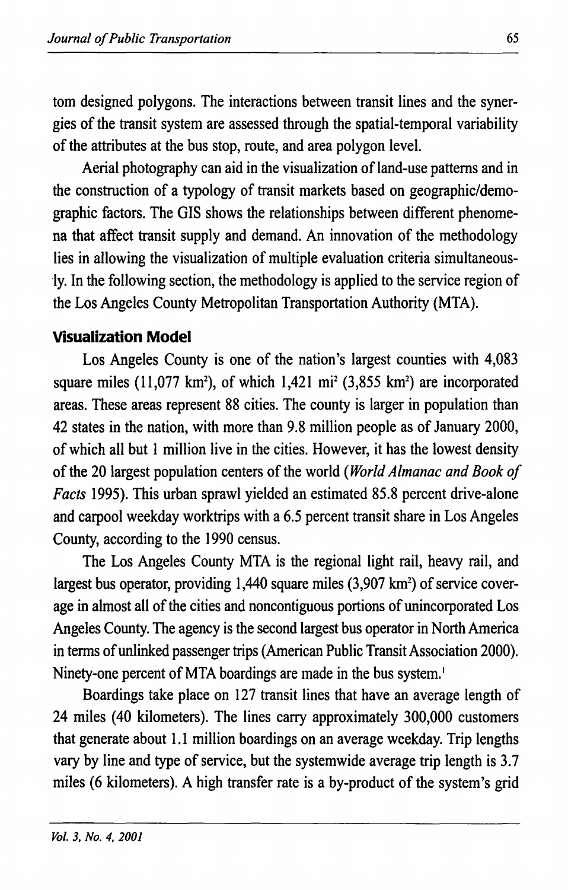tom designed polygons. The interactions between transit lines and the synergies of the transit system are assessed through the spatial-temporal variability of the attributes at the bus stop, route, and area polygon level.

Aerial photography can aid in the visualization of land-use patterns and in the construction of a typology of transit markets based on geographic/demographic factors. The GIS shows the relationships between different phenomena that affect transit supply and demand. An innovation of the methodology lies in allowing the visualization of multiple evaluation criteria simultaneously. In the following section, the methodology is applied to the service region of the Los Angeles County Metropolitan Transportation Authority (MTA).

## Visualization Model

Los Angeles County is one of the nation's largest counties with 4,083 square miles (11,077 km$^2$), of which 1,421 mi$^2$ (3,855 km$^2$) are incorporated areas. These areas represent 88 cities. The county is larger in population than 42 states in the nation, with more than 9.8 million people as of January 2000, of which all but 1 million live in the cities. However, it has the lowest density of the 20 largest population centers of the world (*World Almanac and Book of Facts* 1995). This urban sprawl yielded an estimated 85.8 percent drive-alone and carpool weekday worktrips with a 6.5 percent transit share in Los Angeles County, according to the 1990 census.

The Los Angeles County MTA is the regional light rail, heavy rail, and largest bus operator, providing 1,440 square miles (3,907 km$^2$) of service coverage in almost all of the cities and noncontiguous portions of unincorporated Los Angeles County. The agency is the second largest bus operator in North America in terms of unlinked passenger trips (American Public Transit Association 2000). Ninety-one percent of MTA boardings are made in the bus system.[1]

Boardings take place on 127 transit lines that have an average length of 24 miles (40 kilometers). The lines carry approximately 300,000 customers that generate about 1.1 million boardings on an average weekday. Trip lengths vary by line and type of service, but the systemwide average trip length is 3.7 miles (6 kilometers). A high transfer rate is a by-product of the system's grid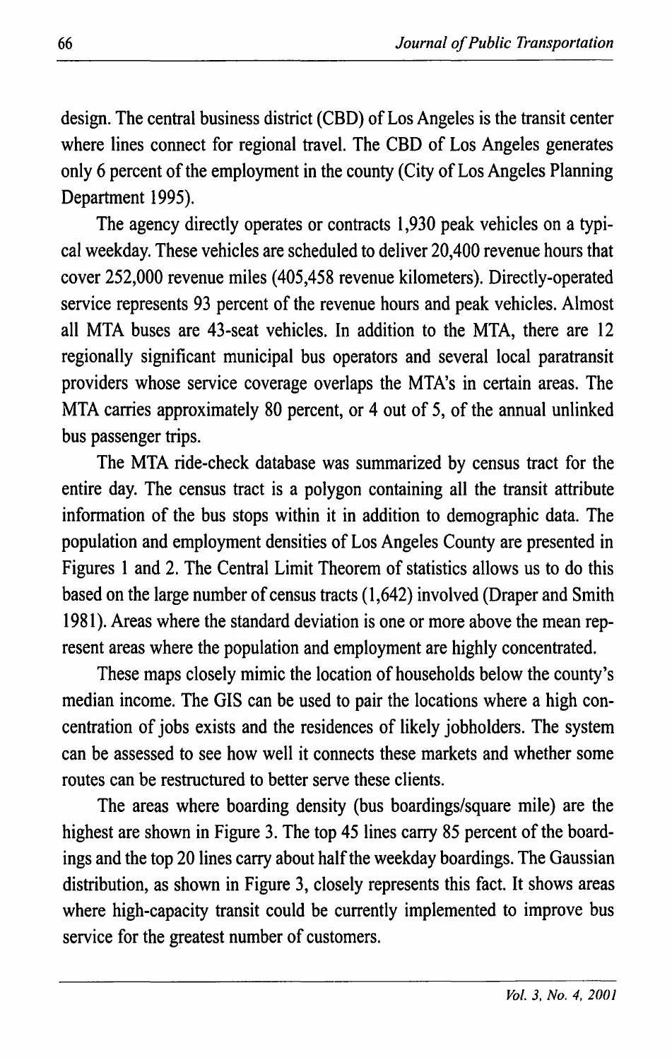design. The central business district (CBD) of Los Angeles is the transit center where lines connect for regional travel. The CBD of Los Angeles generates only 6 percent of the employment in the county (City of Los Angeles Planning Department 1995).

The agency directly operates or contracts 1,930 peak vehicles on a typical weekday. These vehicles are scheduled to deliver 20,400 revenue hours that cover 252,000 revenue miles (405,458 revenue kilometers). Directly-operated service represents 93 percent of the revenue hours and peak vehicles. Almost all MTA buses are 43-seat vehicles. In addition to the MTA, there are 12 regionally significant municipal bus operators and several local paratransit providers whose service coverage overlaps the MTA's in certain areas. The MTA carries approximately 80 percent, or 4 out of 5, of the annual unlinked bus passenger trips.

The MTA ride-check database was summarized by census tract for the entire day. The census tract is a polygon containing all the transit attribute information of the bus stops within it in addition to demographic data. The population and employment densities of Los Angeles County are presented in Figures 1 and 2. The Central Limit Theorem of statistics allows us to do this based on the large number of census tracts (1,642) involved (Draper and Smith 1981). Areas where the standard deviation is one or more above the mean represent areas where the population and employment are highly concentrated.

These maps closely mimic the location of households below the county's median income. The GIS can be used to pair the locations where a high concentration of jobs exists and the residences of likely jobholders. The system can be assessed to see how well it connects these markets and whether some routes can be restructured to better serve these clients.

The areas where boarding density (bus boardings/square mile) are the highest are shown in Figure 3. The top 45 lines carry 85 percent of the boardings and the top 20 lines carry about half the weekday boardings. The Gaussian distribution, as shown in Figure 3, closely represents this fact. It shows areas where high-capacity transit could be currently implemented to improve bus service for the greatest number of customers.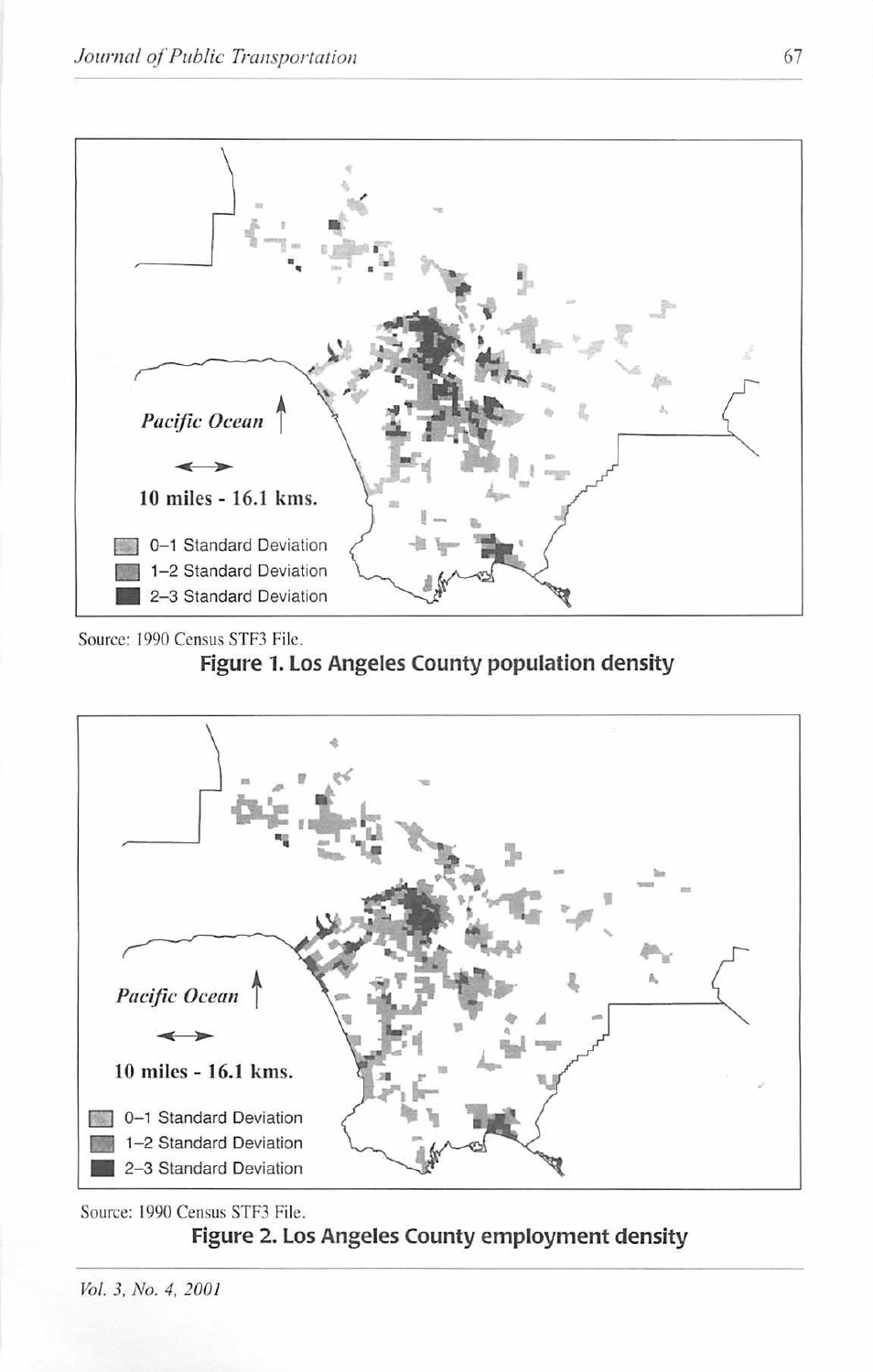Source: 1990 Census STF3 File.

**Figure 1. Los Angeles County population density**

Source: 1990 Census STF3 File.

**Figure 2. Los Angeles County employment density**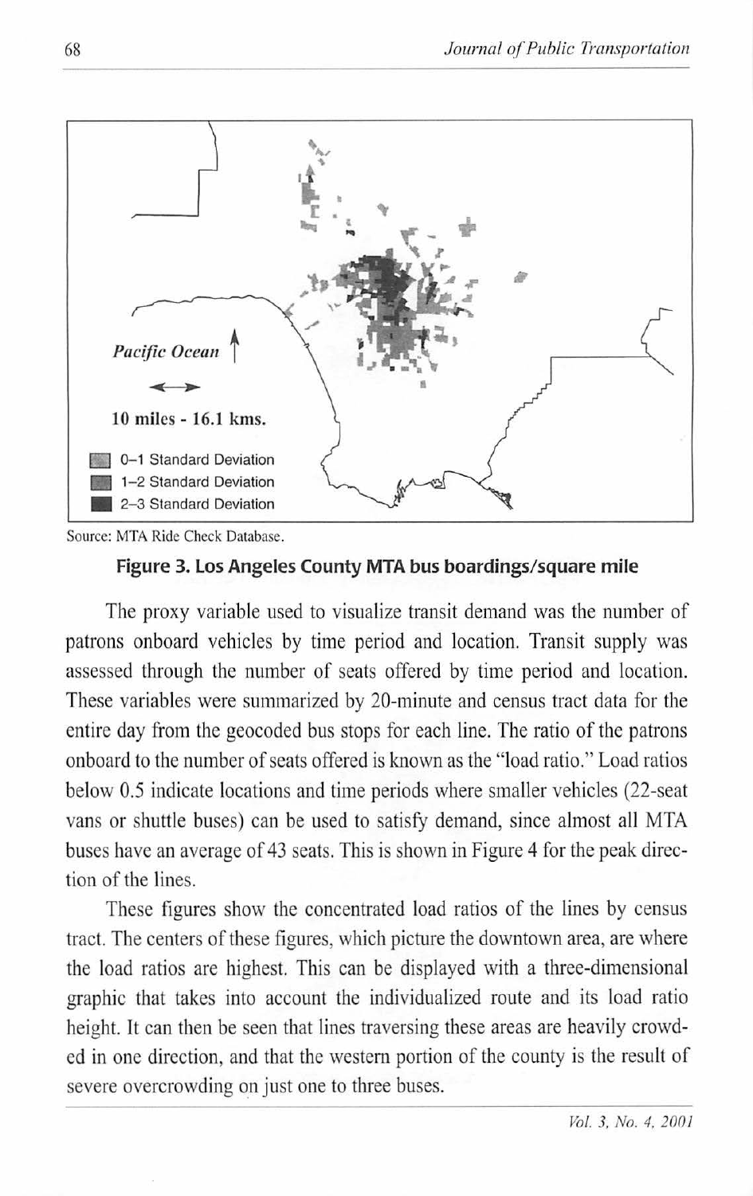Source: MTA Ride Check Database.

**Figure 3. Los Angeles County MTA bus boardings/square mile**

The proxy variable used to visualize transit demand was the number of patrons onboard vehicles by time period and location. Transit supply was assessed through the number of seats offered by time period and location. These variables were summarized by 20-minute and census tract data for the entire day from the geocoded bus stops for each line. The ratio of the patrons onboard to the number of seats offered is known as the "load ratio." Load ratios below 0.5 indicate locations and time periods where smaller vehicles (22-seat vans or shuttle buses) can be used to satisfy demand, since almost all MTA buses have an average of 43 seats. This is shown in Figure 4 for the peak direction of the lines.

These figures show the concentrated load ratios of the lines by census tract. The centers of these figures, which picture the downtown area, are where the load ratios are highest. This can be displayed with a three-dimensional graphic that takes into account the individualized route and its load ratio height. It can then be seen that lines traversing these areas are heavily crowded in one direction, and that the western portion of the county is the result of severe overcrowding on just one to three buses.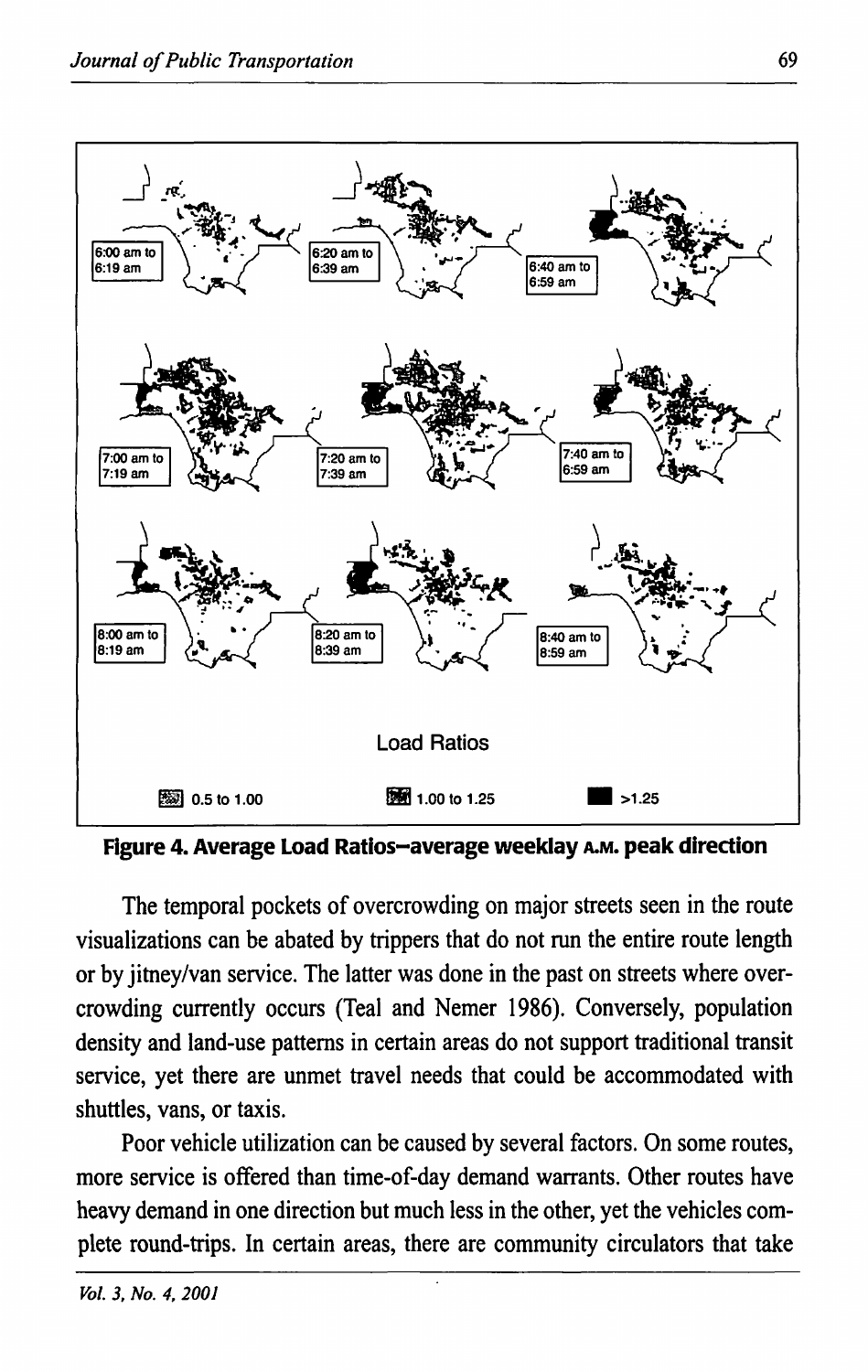Figure 4. Average Load Ratios–average weekday A.M. peak direction

The temporal pockets of overcrowding on major streets seen in the route visualizations can be abated by trippers that do not run the entire route length or by jitney/van service. The latter was done in the past on streets where overcrowding currently occurs (Teal and Nemer 1986). Conversely, population density and land-use patterns in certain areas do not support traditional transit service, yet there are unmet travel needs that could be accommodated with shuttles, vans, or taxis.

Poor vehicle utilization can be caused by several factors. On some routes, more service is offered than time-of-day demand warrants. Other routes have heavy demand in one direction but much less in the other, yet the vehicles complete round-trips. In certain areas, there are community circulators that take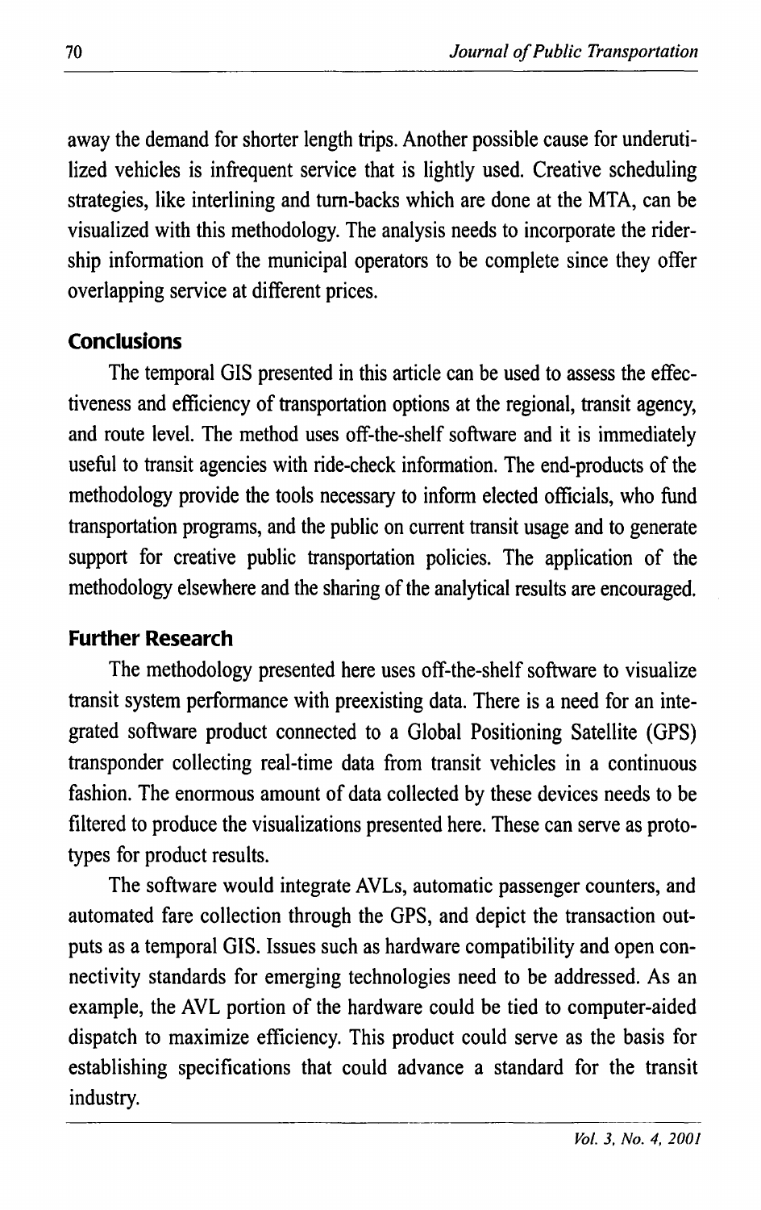away the demand for shorter length trips. Another possible cause for underutilized vehicles is infrequent service that is lightly used. Creative scheduling strategies, like interlining and turn-backs which are done at the MTA, can be visualized with this methodology. The analysis needs to incorporate the ridership information of the municipal operators to be complete since they offer overlapping service at different prices.

## Conclusions

The temporal GIS presented in this article can be used to assess the effectiveness and efficiency of transportation options at the regional, transit agency, and route level. The method uses off-the-shelf software and it is immediately useful to transit agencies with ride-check information. The end-products of the methodology provide the tools necessary to inform elected officials, who fund transportation programs, and the public on current transit usage and to generate support for creative public transportation policies. The application of the methodology elsewhere and the sharing of the analytical results are encouraged.

## Further Research

The methodology presented here uses off-the-shelf software to visualize transit system performance with preexisting data. There is a need for an integrated software product connected to a Global Positioning Satellite (GPS) transponder collecting real-time data from transit vehicles in a continuous fashion. The enormous amount of data collected by these devices needs to be filtered to produce the visualizations presented here. These can serve as prototypes for product results.

The software would integrate AVLs, automatic passenger counters, and automated fare collection through the GPS, and depict the transaction outputs as a temporal GIS. Issues such as hardware compatibility and open connectivity standards for emerging technologies need to be addressed. As an example, the AVL portion of the hardware could be tied to computer-aided dispatch to maximize efficiency. This product could serve as the basis for establishing specifications that could advance a standard for the transit industry.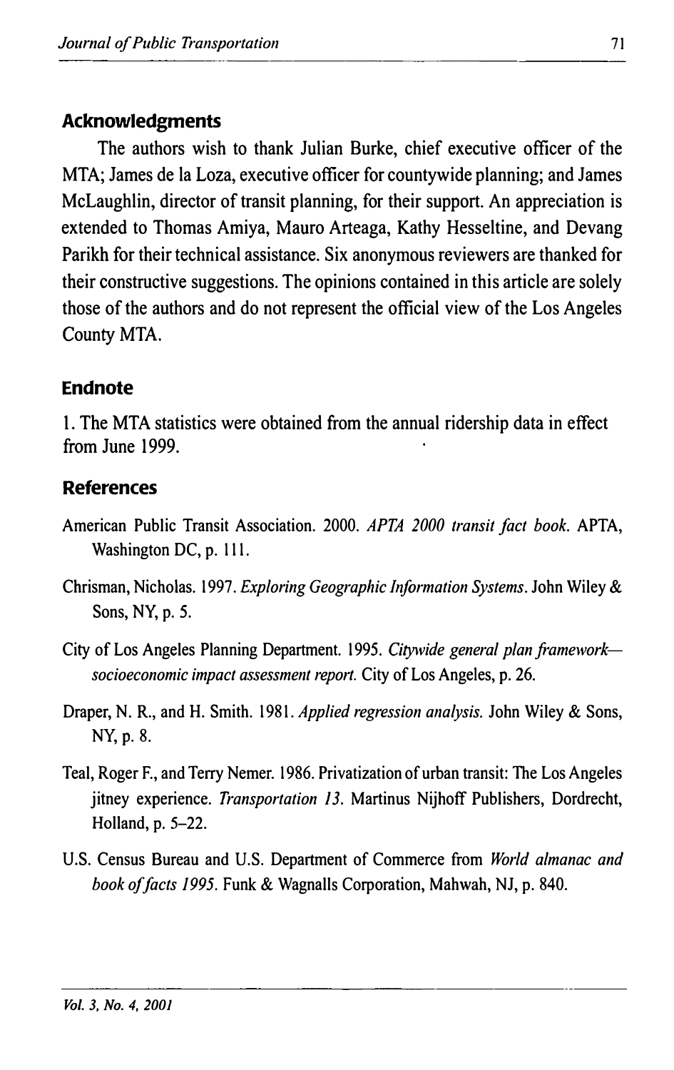## Acknowledgments

The authors wish to thank Julian Burke, chief executive officer of the MTA; James de la Loza, executive officer for countywide planning; and James McLaughlin, director of transit planning, for their support. An appreciation is extended to Thomas Amiya, Mauro Arteaga, Kathy Hesseltine, and Devang Parikh for their technical assistance. Six anonymous reviewers are thanked for their constructive suggestions. The opinions contained in this article are solely those of the authors and do not represent the official view of the Los Angeles County MTA.

## Endnote

1. The MTA statistics were obtained from the annual ridership data in effect from June 1999.

## References

American Public Transit Association. 2000. *APTA 2000 transit fact book*. APTA, Washington DC, p. 111.

Chrisman, Nicholas. 1997. *Exploring Geographic Information Systems*. John Wiley & Sons, NY, p. 5.

City of Los Angeles Planning Department. 1995. *Citywide general plan framework—socioeconomic impact assessment report.* City of Los Angeles, p. 26.

Draper, N. R., and H. Smith. 1981. *Applied regression analysis*. John Wiley & Sons, NY, p. 8.

Teal, Roger F., and Terry Nemer. 1986. Privatization of urban transit: The Los Angeles jitney experience. *Transportation 13*. Martinus Nijhoff Publishers, Dordrecht, Holland, p. 5–22.

U.S. Census Bureau and U.S. Department of Commerce from *World almanac and book of facts 1995*. Funk & Wagnalls Corporation, Mahwah, NJ, p. 840.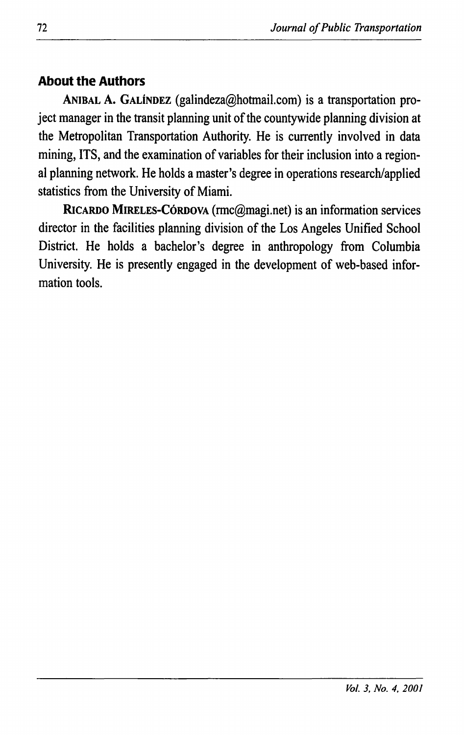## About the Authors

**Anibal A. Galíndez** (galindeza@hotmail.com) is a transportation project manager in the transit planning unit of the countywide planning division at the Metropolitan Transportation Authority. He is currently involved in data mining, ITS, and the examination of variables for their inclusion into a regional planning network. He holds a master's degree in operations research/applied statistics from the University of Miami.

**Ricardo Mireles-Córdova** (rmc@magi.net) is an information services director in the facilities planning division of the Los Angeles Unified School District. He holds a bachelor's degree in anthropology from Columbia University. He is presently engaged in the development of web-based information tools.